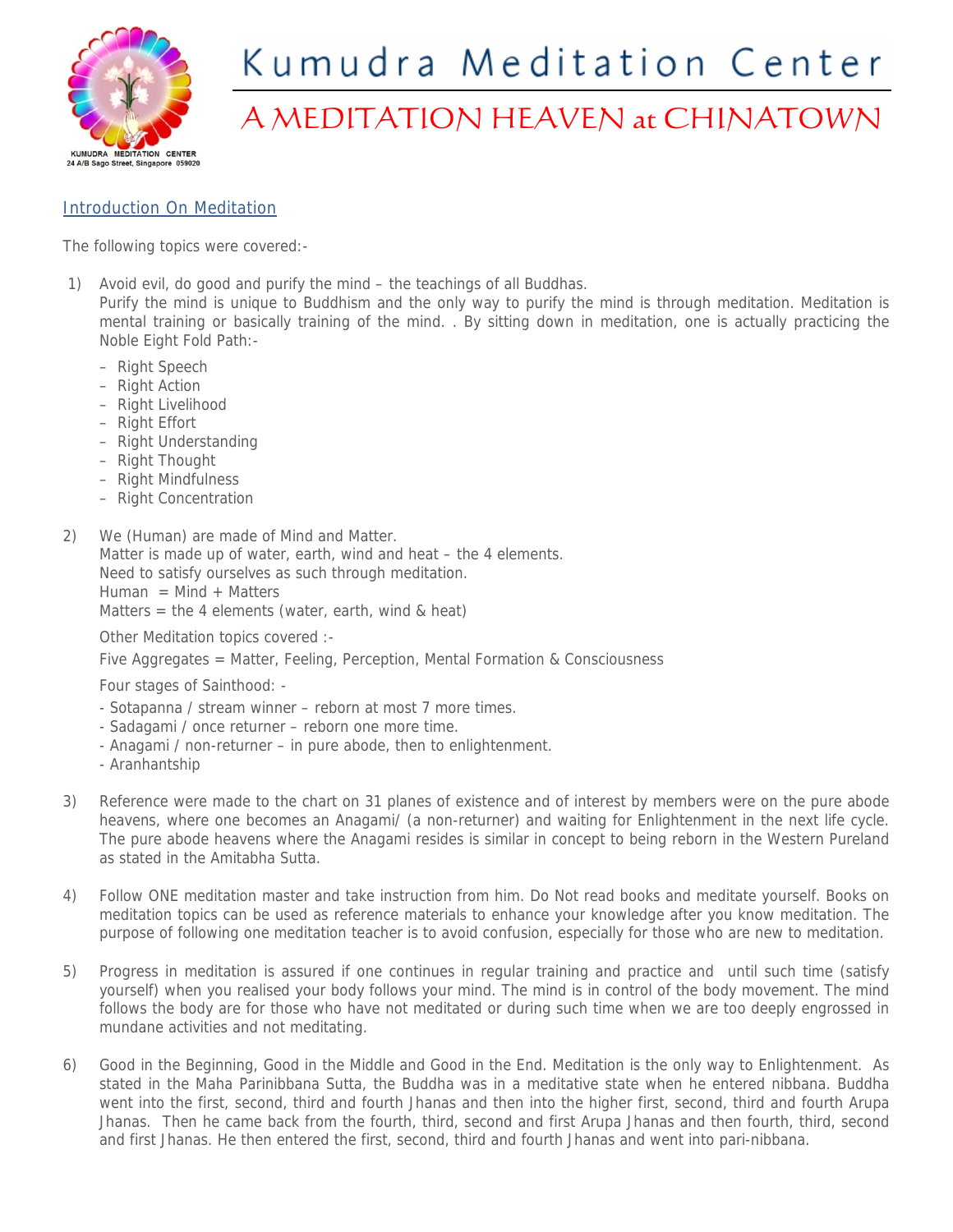# Kumudra Meditation Center

## A MEDITATION HEAVEN at CHINATOWN

KUMUDRA MEDITATION CENTER
24 A/B Sago Street, Singapore 059020

### Introduction On Meditation

The following topics were covered:-

1) Avoid evil, do good and purify the mind – the teachings of all Buddhas.
   Purify the mind is unique to Buddhism and the only way to purify the mind is through meditation. Meditation is mental training or basically training of the mind. . By sitting down in meditation, one is actually practicing the Noble Eight Fold Path:-

   – Right Speech
   – Right Action
   – Right Livelihood
   – Right Effort
   – Right Understanding
   – Right Thought
   – Right Mindfulness
   – Right Concentration

2) We (Human) are made of Mind and Matter.
   Matter is made up of water, earth, wind and heat – the 4 elements.
   Need to satisfy ourselves as such through meditation.
   Human = Mind + Matters
   Matters = the 4 elements (water, earth, wind & heat)

   Other Meditation topics covered :-

   Five Aggregates = Matter, Feeling, Perception, Mental Formation & Consciousness

   Four stages of Sainthood: -

   - Sotapanna / stream winner – reborn at most 7 more times.
   - Sadagami / once returner – reborn one more time.
   - Anagami / non-returner – in pure abode, then to enlightenment.
   - Aranhantship

3) Reference were made to the chart on 31 planes of existence and of interest by members were on the pure abode heavens, where one becomes an Anagami/ (a non-returner) and waiting for Enlightenment in the next life cycle. The pure abode heavens where the Anagami resides is similar in concept to being reborn in the Western Pureland as stated in the Amitabha Sutta.

4) Follow ONE meditation master and take instruction from him. Do Not read books and meditate yourself. Books on meditation topics can be used as reference materials to enhance your knowledge after you know meditation. The purpose of following one meditation teacher is to avoid confusion, especially for those who are new to meditation.

5) Progress in meditation is assured if one continues in regular training and practice and until such time (satisfy yourself) when you realised your body follows your mind. The mind is in control of the body movement. The mind follows the body are for those who have not meditated or during such time when we are too deeply engrossed in mundane activities and not meditating.

6) Good in the Beginning, Good in the Middle and Good in the End. Meditation is the only way to Enlightenment. As stated in the Maha Parinibbana Sutta, the Buddha was in a meditative state when he entered nibbana. Buddha went into the first, second, third and fourth Jhanas and then into the higher first, second, third and fourth Arupa Jhanas. Then he came back from the fourth, third, second and first Arupa Jhanas and then fourth, third, second and first Jhanas. He then entered the first, second, third and fourth Jhanas and went into pari-nibbana.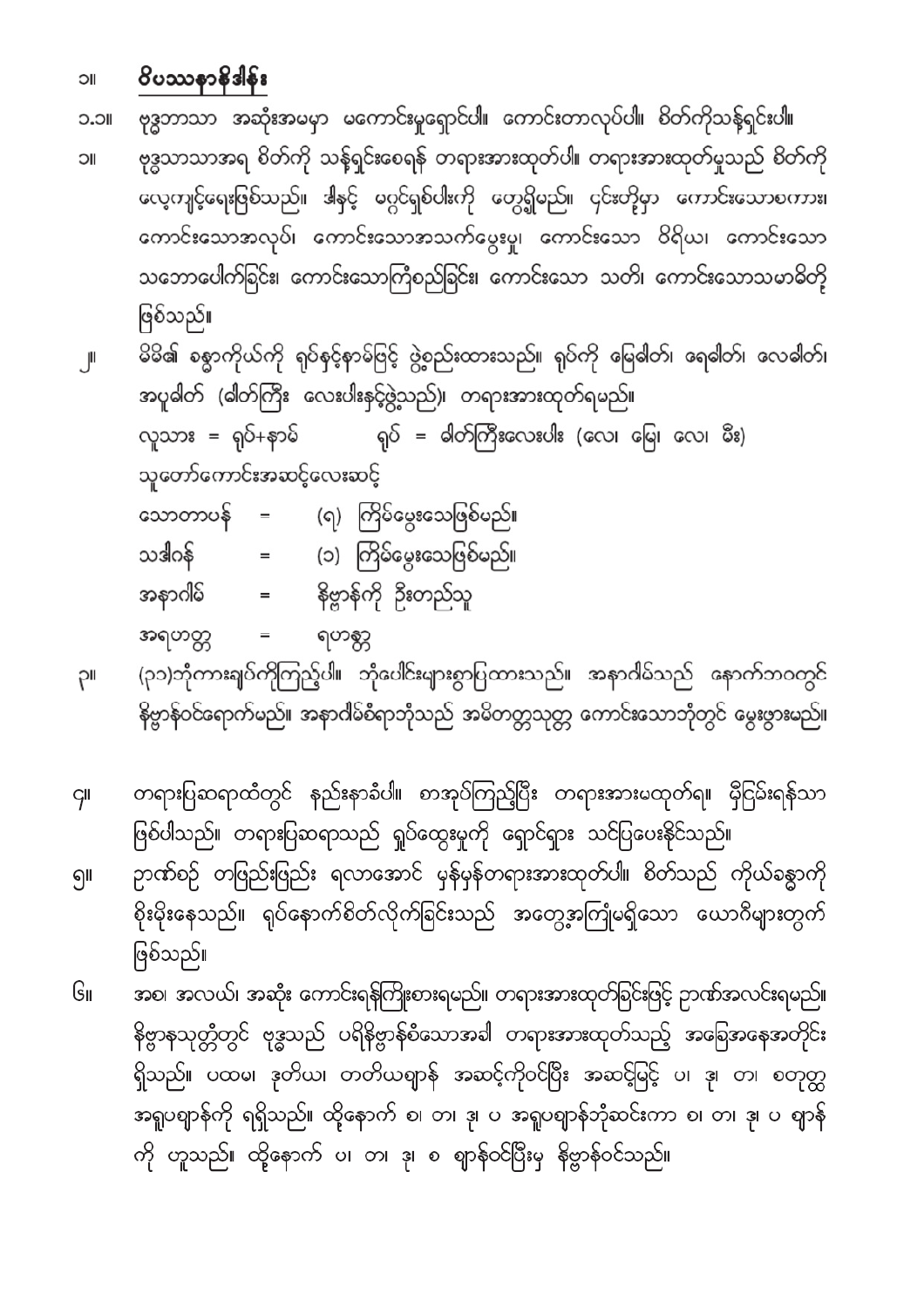၁။ **ဝိပဿနာမိတ်ခွန်း**

၁.၁။ ဗုဒ္ဓဘာသာ အဆုံးအမမှာ မကောင်းမှုရှောင်ပါ။ ကောင်းတာလုပ်ပါ။ စိတ်ကိုသန့်ရှင်းပါ။

၁။ ဗုဒ္ဓသာသာအရ စိတ်ကို သန့်ရှင်းစေရန် တရားအားထုတ်ပါ။ တရားအားထုတ်မှုသည် စိတ်ကို လေ့ကျင့်ရေးဖြစ်သည်။ ဒါနှင့် မဂ္ဂင်ရှစ်ပါးကို တွေ့ရှိမည်။ ၎င်းတို့မှာ ကောင်းသောစကား၊ ကောင်းသောအလုပ်၊ ကောင်းသောအသက်မွေးမှု၊ ကောင်းသော ဝိရိယ၊ ကောင်းသော သဘောပေါက်ခြင်း၊ ကောင်းသောကြံစည်ခြင်း၊ ကောင်းသော သတိ၊ ကောင်းသောသမာဓိတို့ ဖြစ်သည်။

၂။ မိမိ၏ ခန္ဓာကိုယ်ကို ရုပ်နှင့်နာမ်ဖြင့် ဖွဲ့စည်းထားသည်။ ရုပ်ကို မြေဓါတ်၊ ရေဓါတ်၊ လေဓါတ်၊ အပူဓါတ် (ဓါတ်ကြီး လေးပါးနှင့်ဖွဲ့သည်)၊ တရားအားထုတ်ရမည်။

လူသား = ရုပ်+နာမ်    ရုပ် = ဓါတ်ကြီးလေးပါး (လေ၊ မြေ၊ လေ၊ မီး)

သူတော်ကောင်းအဆင့်လေးဆင့်

သောတာပန် = (၇) ကြိမ်မွေးသေဖြစ်မည်။

သဒါဂန် = (၁) ကြိမ်မွေးသေဖြစ်မည်။

အနာဂါမ် = နိဗ္ဗာန်ကို ဦးတည်သူ

အရဟတ္တ = ရဟန္တာ

၃။ (၃၁)ဘုံကားချပ်ကိုကြည့်ပါ။ ဘုံပေါင်းများစွာပြထားသည်။ အနာဂါမ်သည် နောက်ဘဝတွင် နိဗ္ဗာန်ဝင်ရောက်မည်။ အနာဂါမ်စံရာဘုံသည် အမိတတ္တသုတ္တ ကောင်းသောဘုံတွင် မွေးဖွားမည်။

၄။ တရားပြဆရာထံတွင် နည်းနာခံပါ။ စာအုပ်ကြည့်ပြီး တရားအားမထုတ်ရ။ မှိုင်းမြိမ်းရန်သာ ဖြစ်ပါသည်။ တရားပြဆရာသည် ရှုပ်ထွေးမှုကို ရှောင်ရှား သင်ပြပေးနိုင်သည်။

၅။ ဉာဏ်စဉ် တဖြည်းဖြည်း ရလာအောင် မှန်မှန်တရားအားထုတ်ပါ။ စိတ်သည် ကိုယ်ခန္ဓာကို စိုးမိုးနေသည်။ ရုပ်နောက်စိတ်လိုက်ခြင်းသည် အတွေ့အကြုံမရှိသော ယောဂီများတွက် ဖြစ်သည်။

၆။ အစ၊ အလယ်၊ အဆုံး ကောင်းရန်ကြိုးစားရမည်။ တရားအားထုတ်ခြင်းဖြင့် ဉာဏ်အလင်းရမည်။ နိဗ္ဗာနသုတ္တံတွင် ဗုဒ္ဓသည် ပရိနိဗ္ဗာန်စံသောအခါ တရားအားထုတ်သည့် အခြေအနေအတိုင်း ရှိသည်။ ပထမ၊ ဒုတိယ၊ တတိယဈာန် အဆင့်ကိုဝင်ပြီး အဆင့်မြင့် ပ၊ ဒု၊ တ၊ စတုတ္တ အရူပဈာန်ကို ရရှိသည်။ ထို့နောက် စ၊ တ၊ ဒု၊ ပ အရူပဈာန်ဘုံဆင်းကာ စ၊ တ၊ ဒု၊ ပ ဈာန်ကို ဟူသည်။ ထို့နောက် ပ၊ တ၊ ဒု၊ စ ဈာန်ဝင်ပြီးမှ နိဗ္ဗာန်ဝင်သည်။